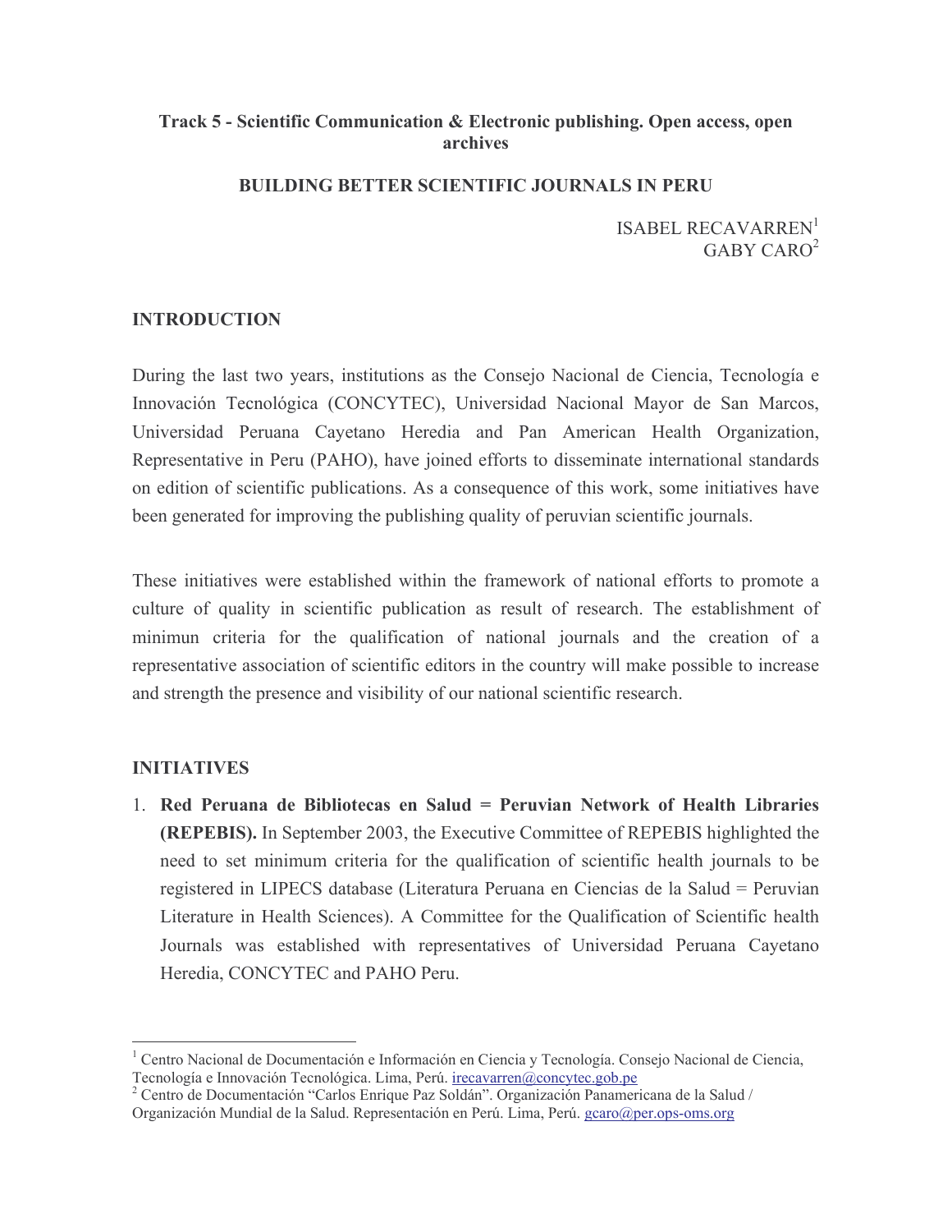**Track 5 - Scientific Communication & Electronic publishing. Open access, open archives**

# BUILDING BETTER SCIENTIFIC JOURNALS IN PERU

ISABEL RECAVARREN[1]
GABY CARO[2]

## INTRODUCTION

During the last two years, institutions as the Consejo Nacional de Ciencia, Tecnología e Innovación Tecnológica (CONCYTEC), Universidad Nacional Mayor de San Marcos, Universidad Peruana Cayetano Heredia and Pan American Health Organization, Representative in Peru (PAHO), have joined efforts to disseminate international standards on edition of scientific publications. As a consequence of this work, some initiatives have been generated for improving the publishing quality of peruvian scientific journals.

These initiatives were established within the framework of national efforts to promote a culture of quality in scientific publication as result of research. The establishment of minimun criteria for the qualification of national journals and the creation of a representative association of scientific editors in the country will make possible to increase and strength the presence and visibility of our national scientific research.

## INITIATIVES

1. **Red Peruana de Bibliotecas en Salud = Peruvian Network of Health Libraries (REPEBIS).** In September 2003, the Executive Committee of REPEBIS highlighted the need to set minimum criteria for the qualification of scientific health journals to be registered in LIPECS database (Literatura Peruana en Ciencias de la Salud = Peruvian Literature in Health Sciences). A Committee for the Qualification of Scientific health Journals was established with representatives of Universidad Peruana Cayetano Heredia, CONCYTEC and PAHO Peru.

---

[1] Centro Nacional de Documentación e Información en Ciencia y Tecnología. Consejo Nacional de Ciencia, Tecnología e Innovación Tecnológica. Lima, Perú. irecavarren@concytec.gob.pe

[2] Centro de Documentación "Carlos Enrique Paz Soldán". Organización Panamericana de la Salud / Organización Mundial de la Salud. Representación en Perú. Lima, Perú. gcaro@per.ops-oms.org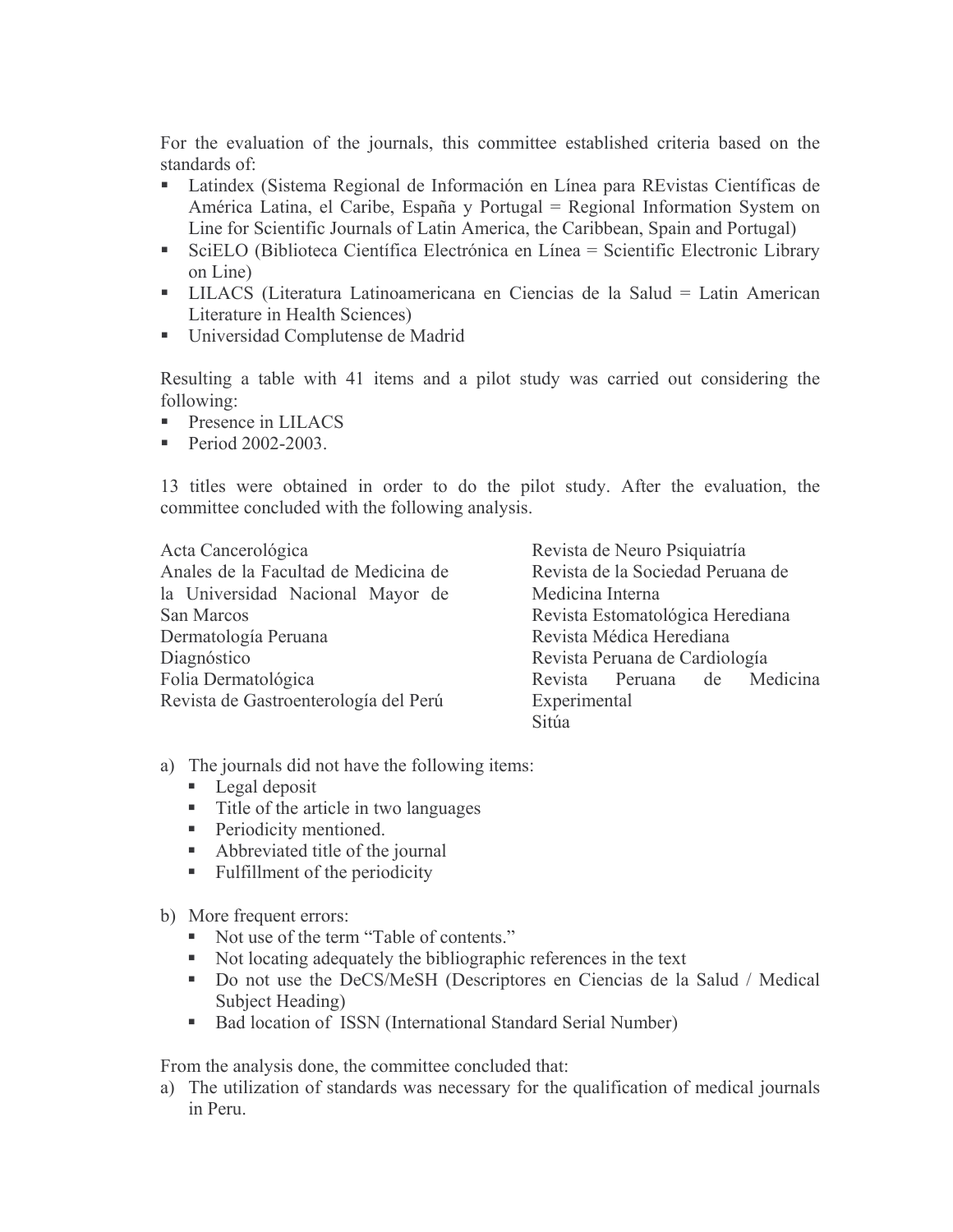For the evaluation of the journals, this committee established criteria based on the standards of:

- Latindex (Sistema Regional de Información en Línea para REvistas Científicas de América Latina, el Caribe, España y Portugal = Regional Information System on Line for Scientific Journals of Latin America, the Caribbean, Spain and Portugal)
- SciELO (Biblioteca Científica Electrónica en Línea = Scientific Electronic Library on Line)
- LILACS (Literatura Latinoamericana en Ciencias de la Salud = Latin American Literature in Health Sciences)
- Universidad Complutense de Madrid

Resulting a table with 41 items and a pilot study was carried out considering the following:

- Presence in LILACS
- Period 2002-2003.

13 titles were obtained in order to do the pilot study. After the evaluation, the committee concluded with the following analysis.

Acta Cancerológica
Anales de la Facultad de Medicina de la Universidad Nacional Mayor de San Marcos
Dermatología Peruana
Diagnóstico
Folia Dermatológica
Revista de Gastroenterología del Perú
Revista de Neuro Psiquiatría
Revista de la Sociedad Peruana de Medicina Interna
Revista Estomatológica Herediana
Revista Médica Herediana
Revista Peruana de Cardiología
Revista Peruana de Medicina Experimental
Sitúa

a) The journals did not have the following items:
   - Legal deposit
   - Title of the article in two languages
   - Periodicity mentioned.
   - Abbreviated title of the journal
   - Fulfillment of the periodicity

b) More frequent errors:
   - Not use of the term "Table of contents."
   - Not locating adequately the bibliographic references in the text
   - Do not use the DeCS/MeSH (Descriptores en Ciencias de la Salud / Medical Subject Heading)
   - Bad location of ISSN (International Standard Serial Number)

From the analysis done, the committee concluded that:

a) The utilization of standards was necessary for the qualification of medical journals in Peru.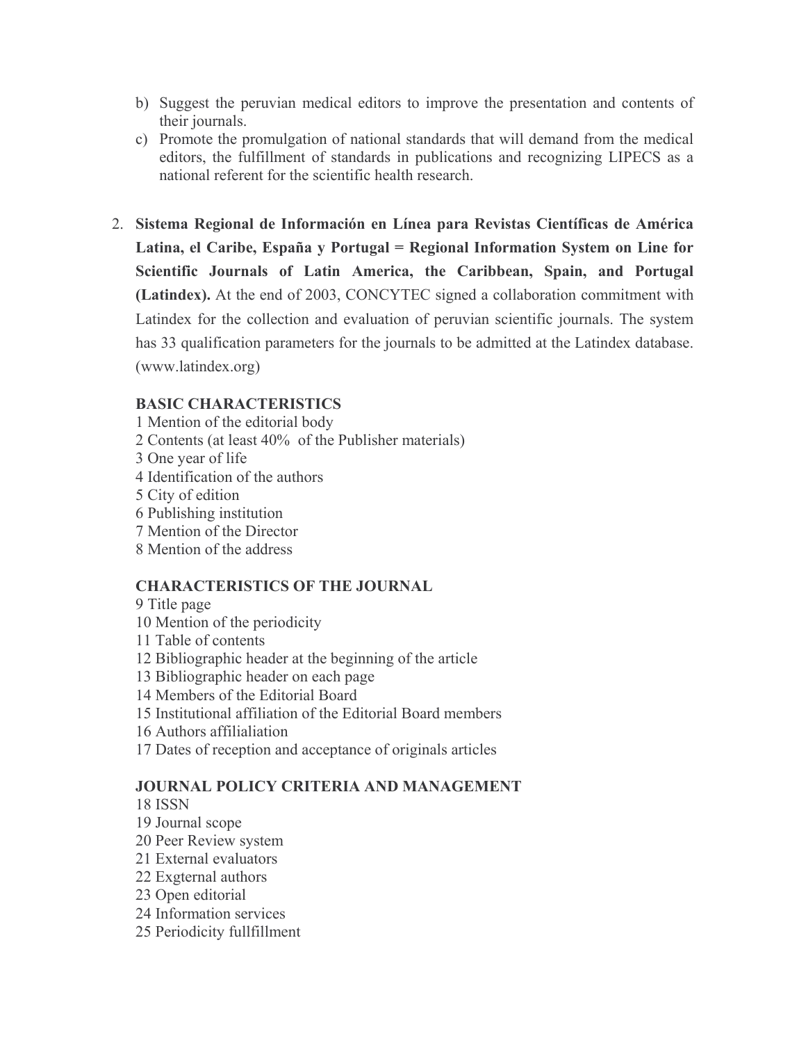b) Suggest the peruvian medical editors to improve the presentation and contents of their journals.
c) Promote the promulgation of national standards that will demand from the medical editors, the fulfillment of standards in publications and recognizing LIPECS as a national referent for the scientific health research.

2. **Sistema Regional de Información en Línea para Revistas Científicas de América Latina, el Caribe, España y Portugal = Regional Information System on Line for Scientific Journals of Latin America, the Caribbean, Spain, and Portugal (Latindex).** At the end of 2003, CONCYTEC signed a collaboration commitment with Latindex for the collection and evaluation of peruvian scientific journals. The system has 33 qualification parameters for the journals to be admitted at the Latindex database. (www.latindex.org)

**BASIC CHARACTERISTICS**

1 Mention of the editorial body
2 Contents (at least 40% of the Publisher materials)
3 One year of life
4 Identification of the authors
5 City of edition
6 Publishing institution
7 Mention of the Director
8 Mention of the address

**CHARACTERISTICS OF THE JOURNAL**

9 Title page
10 Mention of the periodicity
11 Table of contents
12 Bibliographic header at the beginning of the article
13 Bibliographic header on each page
14 Members of the Editorial Board
15 Institutional affiliation of the Editorial Board members
16 Authors affilialiation
17 Dates of reception and acceptance of originals articles

**JOURNAL POLICY CRITERIA AND MANAGEMENT**

18 ISSN
19 Journal scope
20 Peer Review system
21 External evaluators
22 Exgternal authors
23 Open editorial
24 Information services
25 Periodicity fullfillment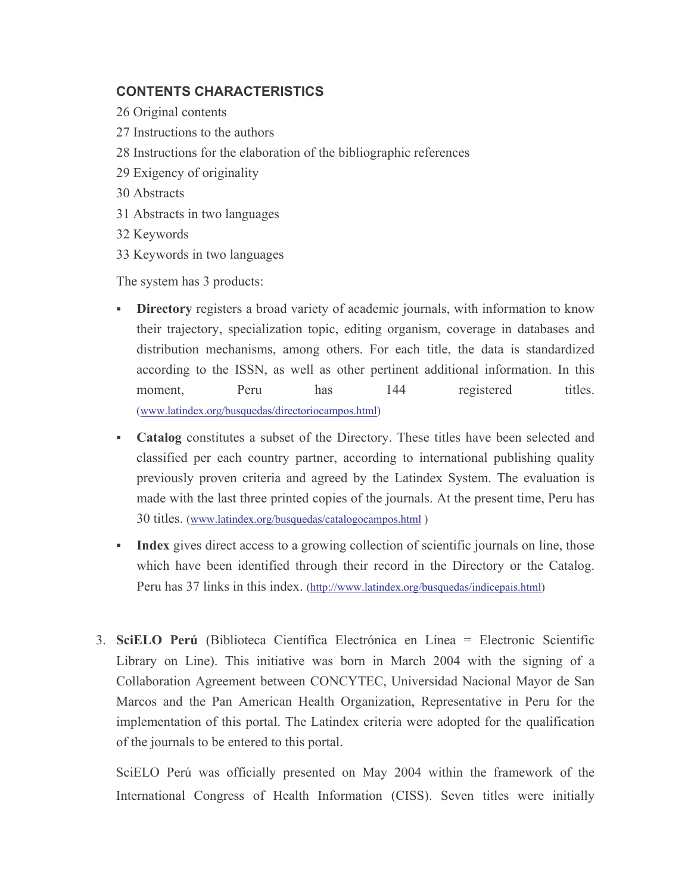**CONTENTS CHARACTERISTICS**

26 Original contents

27 Instructions to the authors

28 Instructions for the elaboration of the bibliographic references

29 Exigency of originality

30 Abstracts

31 Abstracts in two languages

32 Keywords

33 Keywords in two languages

The system has 3 products:

- **Directory** registers a broad variety of academic journals, with information to know their trajectory, specialization topic, editing organism, coverage in databases and distribution mechanisms, among others. For each title, the data is standardized according to the ISSN, as well as other pertinent additional information. In this moment, Peru has 144 registered titles. (www.latindex.org/busquedas/directoriocampos.html)
- **Catalog** constitutes a subset of the Directory. These titles have been selected and classified per each country partner, according to international publishing quality previously proven criteria and agreed by the Latindex System. The evaluation is made with the last three printed copies of the journals. At the present time, Peru has 30 titles. (www.latindex.org/busquedas/catalogocampos.html )
- **Index** gives direct access to a growing collection of scientific journals on line, those which have been identified through their record in the Directory or the Catalog. Peru has 37 links in this index. (http://www.latindex.org/busquedas/indicepais.html)

3. **SciELO Perú** (Biblioteca Científica Electrónica en Línea = Electronic Scientific Library on Line). This initiative was born in March 2004 with the signing of a Collaboration Agreement between CONCYTEC, Universidad Nacional Mayor de San Marcos and the Pan American Health Organization, Representative in Peru for the implementation of this portal. The Latindex criteria were adopted for the qualification of the journals to be entered to this portal.

   SciELO Perú was officially presented on May 2004 within the framework of the International Congress of Health Information (CISS). Seven titles were initially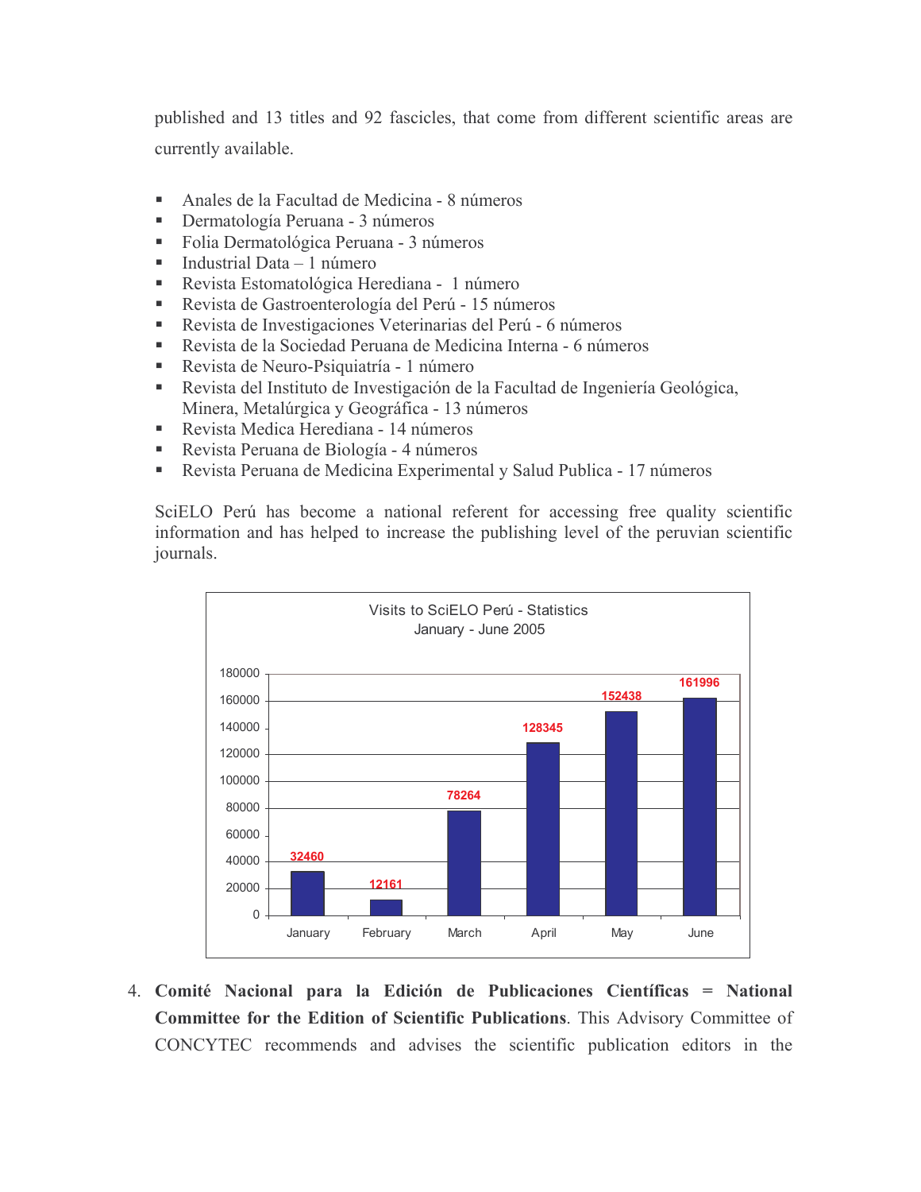published and 13 titles and 92 fascicles, that come from different scientific areas are currently available.

- Anales de la Facultad de Medicina - 8 números
- Dermatología Peruana - 3 números
- Folia Dermatológica Peruana - 3 números
- Industrial Data – 1 número
- Revista Estomatológica Herediana - 1 número
- Revista de Gastroenterología del Perú - 15 números
- Revista de Investigaciones Veterinarias del Perú - 6 números
- Revista de la Sociedad Peruana de Medicina Interna - 6 números
- Revista de Neuro-Psiquiatría - 1 número
- Revista del Instituto de Investigación de la Facultad de Ingeniería Geológica, Minera, Metalúrgica y Geográfica - 13 números
- Revista Medica Herediana - 14 números
- Revista Peruana de Biología - 4 números
- Revista Peruana de Medicina Experimental y Salud Publica - 17 números

SciELO Perú has become a national referent for accessing free quality scientific information and has helped to increase the publishing level of the peruvian scientific journals.

Visits to SciELO Perú - Statistics
January - June 2005

| Month | Visits |
|---|---|
| January | 32460 |
| February | 12161 |
| March | 78264 |
| April | 128345 |
| May | 152438 |
| June | 161996 |

4. **Comité Nacional para la Edición de Publicaciones Científicas = National Committee for the Edition of Scientific Publications**. This Advisory Committee of CONCYTEC recommends and advises the scientific publication editors in the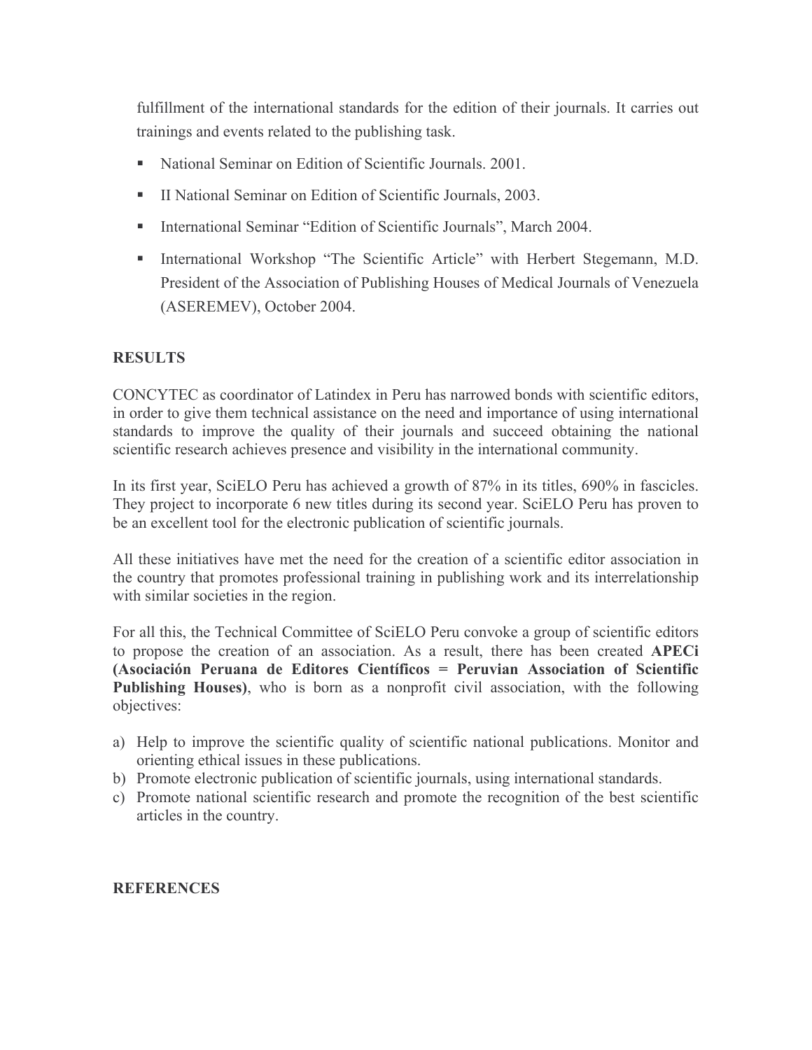fulfillment of the international standards for the edition of their journals. It carries out trainings and events related to the publishing task.

- National Seminar on Edition of Scientific Journals. 2001.
- II National Seminar on Edition of Scientific Journals, 2003.
- International Seminar "Edition of Scientific Journals", March 2004.
- International Workshop "The Scientific Article" with Herbert Stegemann, M.D. President of the Association of Publishing Houses of Medical Journals of Venezuela (ASEREMEV), October 2004.

## RESULTS

CONCYTEC as coordinator of Latindex in Peru has narrowed bonds with scientific editors, in order to give them technical assistance on the need and importance of using international standards to improve the quality of their journals and succeed obtaining the national scientific research achieves presence and visibility in the international community.

In its first year, SciELO Peru has achieved a growth of 87% in its titles, 690% in fascicles. They project to incorporate 6 new titles during its second year. SciELO Peru has proven to be an excellent tool for the electronic publication of scientific journals.

All these initiatives have met the need for the creation of a scientific editor association in the country that promotes professional training in publishing work and its interrelationship with similar societies in the region.

For all this, the Technical Committee of SciELO Peru convoke a group of scientific editors to propose the creation of an association. As a result, there has been created **APECi (Asociación Peruana de Editores Científicos = Peruvian Association of Scientific Publishing Houses)**, who is born as a nonprofit civil association, with the following objectives:

a) Help to improve the scientific quality of scientific national publications. Monitor and orienting ethical issues in these publications.
b) Promote electronic publication of scientific journals, using international standards.
c) Promote national scientific research and promote the recognition of the best scientific articles in the country.

## REFERENCES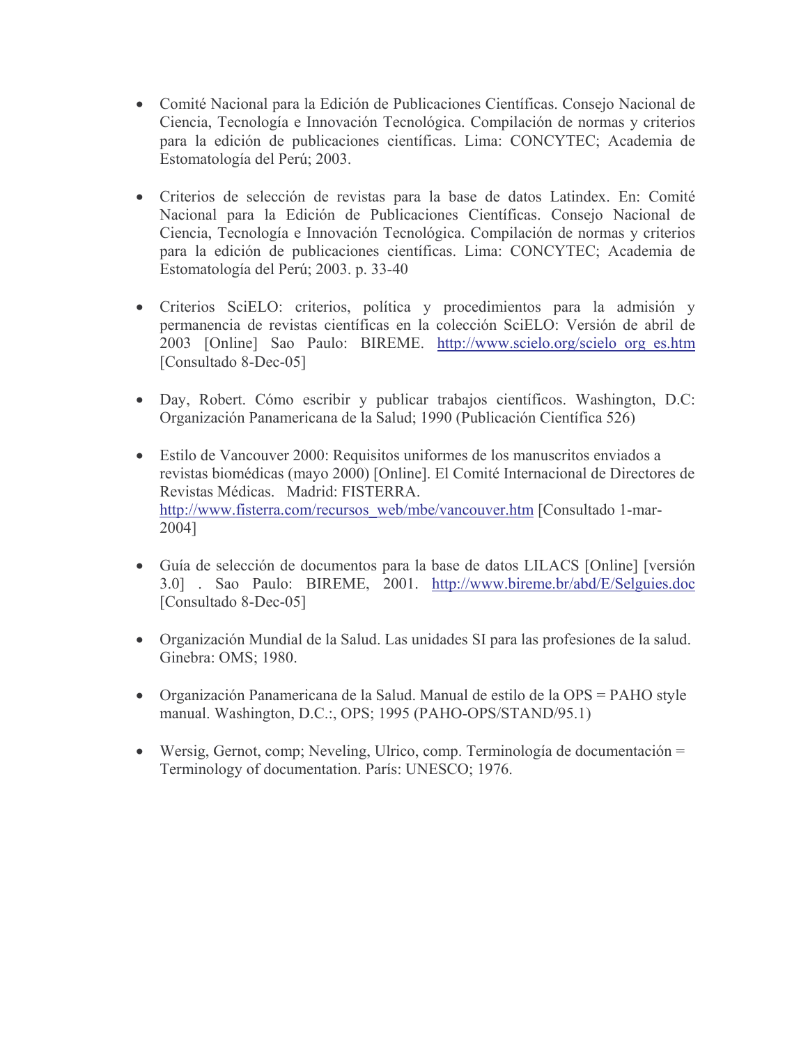- Comité Nacional para la Edición de Publicaciones Científicas. Consejo Nacional de Ciencia, Tecnología e Innovación Tecnológica. Compilación de normas y criterios para la edición de publicaciones científicas. Lima: CONCYTEC; Academia de Estomatología del Perú; 2003.

- Criterios de selección de revistas para la base de datos Latindex. En: Comité Nacional para la Edición de Publicaciones Científicas. Consejo Nacional de Ciencia, Tecnología e Innovación Tecnológica. Compilación de normas y criterios para la edición de publicaciones científicas. Lima: CONCYTEC; Academia de Estomatología del Perú; 2003. p. 33-40

- Criterios SciELO: criterios, política y procedimientos para la admisión y permanencia de revistas científicas en la colección SciELO: Versión de abril de 2003 [Online] Sao Paulo: BIREME. http://www.scielo.org/scielo_org_es.htm [Consultado 8-Dec-05]

- Day, Robert. Cómo escribir y publicar trabajos científicos. Washington, D.C: Organización Panamericana de la Salud; 1990 (Publicación Científica 526)

- Estilo de Vancouver 2000: Requisitos uniformes de los manuscritos enviados a revistas biomédicas (mayo 2000) [Online]. El Comité Internacional de Directores de Revistas Médicas. Madrid: FISTERRA. http://www.fisterra.com/recursos_web/mbe/vancouver.htm [Consultado 1-mar-2004]

- Guía de selección de documentos para la base de datos LILACS [Online] [versión 3.0] . Sao Paulo: BIREME, 2001. http://www.bireme.br/abd/E/Selguies.doc [Consultado 8-Dec-05]

- Organización Mundial de la Salud. Las unidades SI para las profesiones de la salud. Ginebra: OMS; 1980.

- Organización Panamericana de la Salud. Manual de estilo de la OPS = PAHO style manual. Washington, D.C.:, OPS; 1995 (PAHO-OPS/STAND/95.1)

- Wersig, Gernot, comp; Neveling, Ulrico, comp. Terminología de documentación = Terminology of documentation. París: UNESCO; 1976.